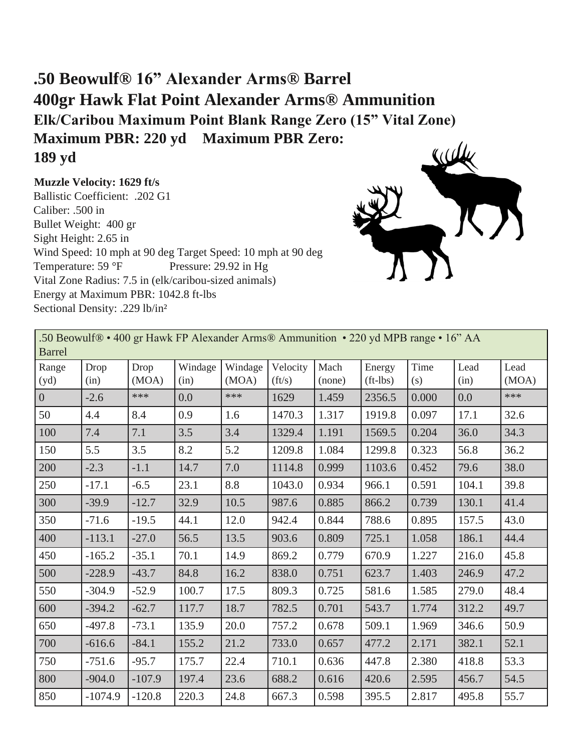# .50 Beowulf® 16” Alexander Arms® Barrel

## 400gr Hawk Flat Point Alexander Arms® Ammunition

### Elk/Caribou Maximum Point Blank Range Zero (15” Vital Zone)

### Maximum PBR: 220 yd    Maximum PBR Zero: 189 yd

**Muzzle Velocity: 1629 ft/s**
Ballistic Coefficient: .202 G1
Caliber: .500 in
Bullet Weight: 400 gr
Sight Height: 2.65 in
Wind Speed: 10 mph at 90 deg Target Speed: 10 mph at 90 deg
Temperature: 59 °F    Pressure: 29.92 in Hg
Vital Zone Radius: 7.5 in (elk/caribou-sized animals)
Energy at Maximum PBR: 1042.8 ft-lbs
Sectional Density: .229 lb/in²

| .50 Beowulf® • 400 gr Hawk FP Alexander Arms® Ammunition • 220 yd MPB range • 16” AA Barrel | | | | | | | | | | |
|---|---|---|---|---|---|---|---|---|---|---|
| Range (yd) | Drop (in) | Drop (MOA) | Windage (in) | Windage (MOA) | Velocity (ft/s) | Mach (none) | Energy (ft-lbs) | Time (s) | Lead (in) | Lead (MOA) |
| 0 | -2.6 | *** | 0.0 | *** | 1629 | 1.459 | 2356.5 | 0.000 | 0.0 | *** |
| 50 | 4.4 | 8.4 | 0.9 | 1.6 | 1470.3 | 1.317 | 1919.8 | 0.097 | 17.1 | 32.6 |
| 100 | 7.4 | 7.1 | 3.5 | 3.4 | 1329.4 | 1.191 | 1569.5 | 0.204 | 36.0 | 34.3 |
| 150 | 5.5 | 3.5 | 8.2 | 5.2 | 1209.8 | 1.084 | 1299.8 | 0.323 | 56.8 | 36.2 |
| 200 | -2.3 | -1.1 | 14.7 | 7.0 | 1114.8 | 0.999 | 1103.6 | 0.452 | 79.6 | 38.0 |
| 250 | -17.1 | -6.5 | 23.1 | 8.8 | 1043.0 | 0.934 | 966.1 | 0.591 | 104.1 | 39.8 |
| 300 | -39.9 | -12.7 | 32.9 | 10.5 | 987.6 | 0.885 | 866.2 | 0.739 | 130.1 | 41.4 |
| 350 | -71.6 | -19.5 | 44.1 | 12.0 | 942.4 | 0.844 | 788.6 | 0.895 | 157.5 | 43.0 |
| 400 | -113.1 | -27.0 | 56.5 | 13.5 | 903.6 | 0.809 | 725.1 | 1.058 | 186.1 | 44.4 |
| 450 | -165.2 | -35.1 | 70.1 | 14.9 | 869.2 | 0.779 | 670.9 | 1.227 | 216.0 | 45.8 |
| 500 | -228.9 | -43.7 | 84.8 | 16.2 | 838.0 | 0.751 | 623.7 | 1.403 | 246.9 | 47.2 |
| 550 | -304.9 | -52.9 | 100.7 | 17.5 | 809.3 | 0.725 | 581.6 | 1.585 | 279.0 | 48.4 |
| 600 | -394.2 | -62.7 | 117.7 | 18.7 | 782.5 | 0.701 | 543.7 | 1.774 | 312.2 | 49.7 |
| 650 | -497.8 | -73.1 | 135.9 | 20.0 | 757.2 | 0.678 | 509.1 | 1.969 | 346.6 | 50.9 |
| 700 | -616.6 | -84.1 | 155.2 | 21.2 | 733.0 | 0.657 | 477.2 | 2.171 | 382.1 | 52.1 |
| 750 | -751.6 | -95.7 | 175.7 | 22.4 | 710.1 | 0.636 | 447.8 | 2.380 | 418.8 | 53.3 |
| 800 | -904.0 | -107.9 | 197.4 | 23.6 | 688.2 | 0.616 | 420.6 | 2.595 | 456.7 | 54.5 |
| 850 | -1074.9 | -120.8 | 220.3 | 24.8 | 667.3 | 0.598 | 395.5 | 2.817 | 495.8 | 55.7 |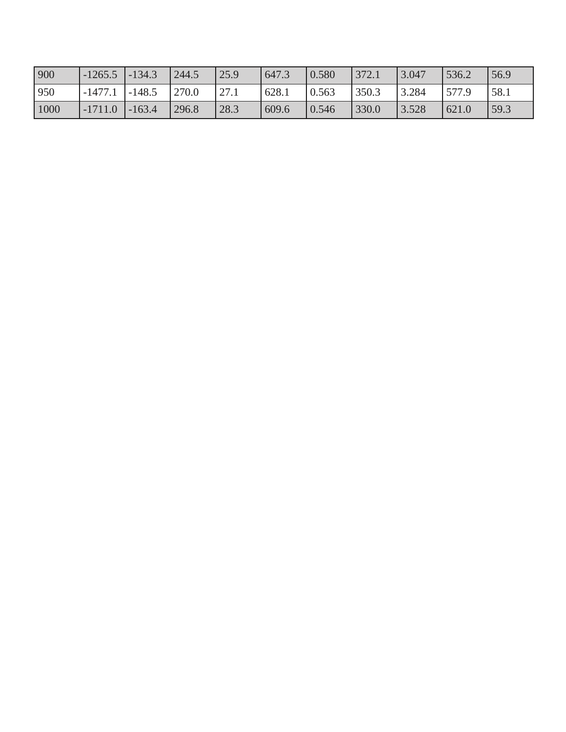| | | | | | | | | | | |
|---|---|---|---|---|---|---|---|---|---|---|
| 900 | -1265.5 | -134.3 | 244.5 | 25.9 | 647.3 | 0.580 | 372.1 | 3.047 | 536.2 | 56.9 |
| 950 | -1477.1 | -148.5 | 270.0 | 27.1 | 628.1 | 0.563 | 350.3 | 3.284 | 577.9 | 58.1 |
| 1000 | -1711.0 | -163.4 | 296.8 | 28.3 | 609.6 | 0.546 | 330.0 | 3.528 | 621.0 | 59.3 |